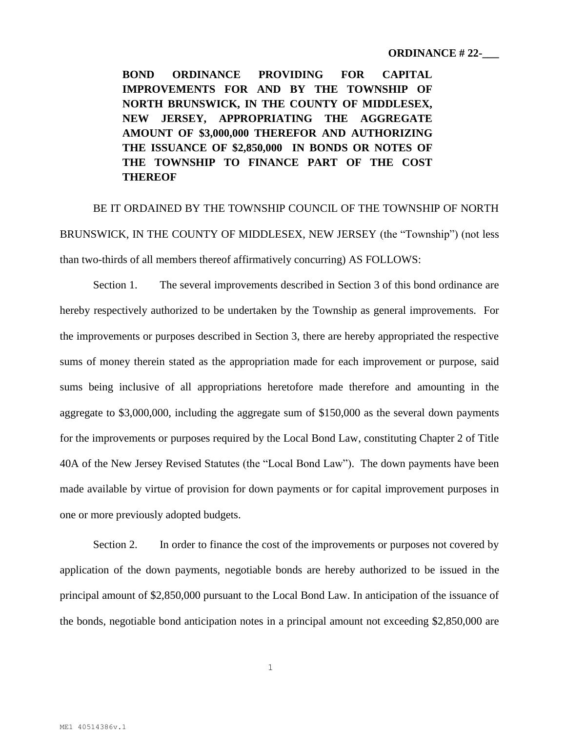**ORDINANCE # 22-___**

**BOND ORDINANCE PROVIDING FOR CAPITAL IMPROVEMENTS FOR AND BY THE TOWNSHIP OF NORTH BRUNSWICK, IN THE COUNTY OF MIDDLESEX, NEW JERSEY, APPROPRIATING THE AGGREGATE AMOUNT OF $3,000,000 THEREFOR AND AUTHORIZING THE ISSUANCE OF $2,850,000 IN BONDS OR NOTES OF THE TOWNSHIP TO FINANCE PART OF THE COST THEREOF**

BE IT ORDAINED BY THE TOWNSHIP COUNCIL OF THE TOWNSHIP OF NORTH BRUNSWICK, IN THE COUNTY OF MIDDLESEX, NEW JERSEY (the "Township") (not less than two-thirds of all members thereof affirmatively concurring) AS FOLLOWS:

Section 1. The several improvements described in Section 3 of this bond ordinance are hereby respectively authorized to be undertaken by the Township as general improvements. For the improvements or purposes described in Section 3, there are hereby appropriated the respective sums of money therein stated as the appropriation made for each improvement or purpose, said sums being inclusive of all appropriations heretofore made therefore and amounting in the aggregate to $3,000,000, including the aggregate sum of $150,000 as the several down payments for the improvements or purposes required by the Local Bond Law, constituting Chapter 2 of Title 40A of the New Jersey Revised Statutes (the "Local Bond Law"). The down payments have been made available by virtue of provision for down payments or for capital improvement purposes in one or more previously adopted budgets.

Section 2. In order to finance the cost of the improvements or purposes not covered by application of the down payments, negotiable bonds are hereby authorized to be issued in the principal amount of $2,850,000 pursuant to the Local Bond Law. In anticipation of the issuance of the bonds, negotiable bond anticipation notes in a principal amount not exceeding $2,850,000 are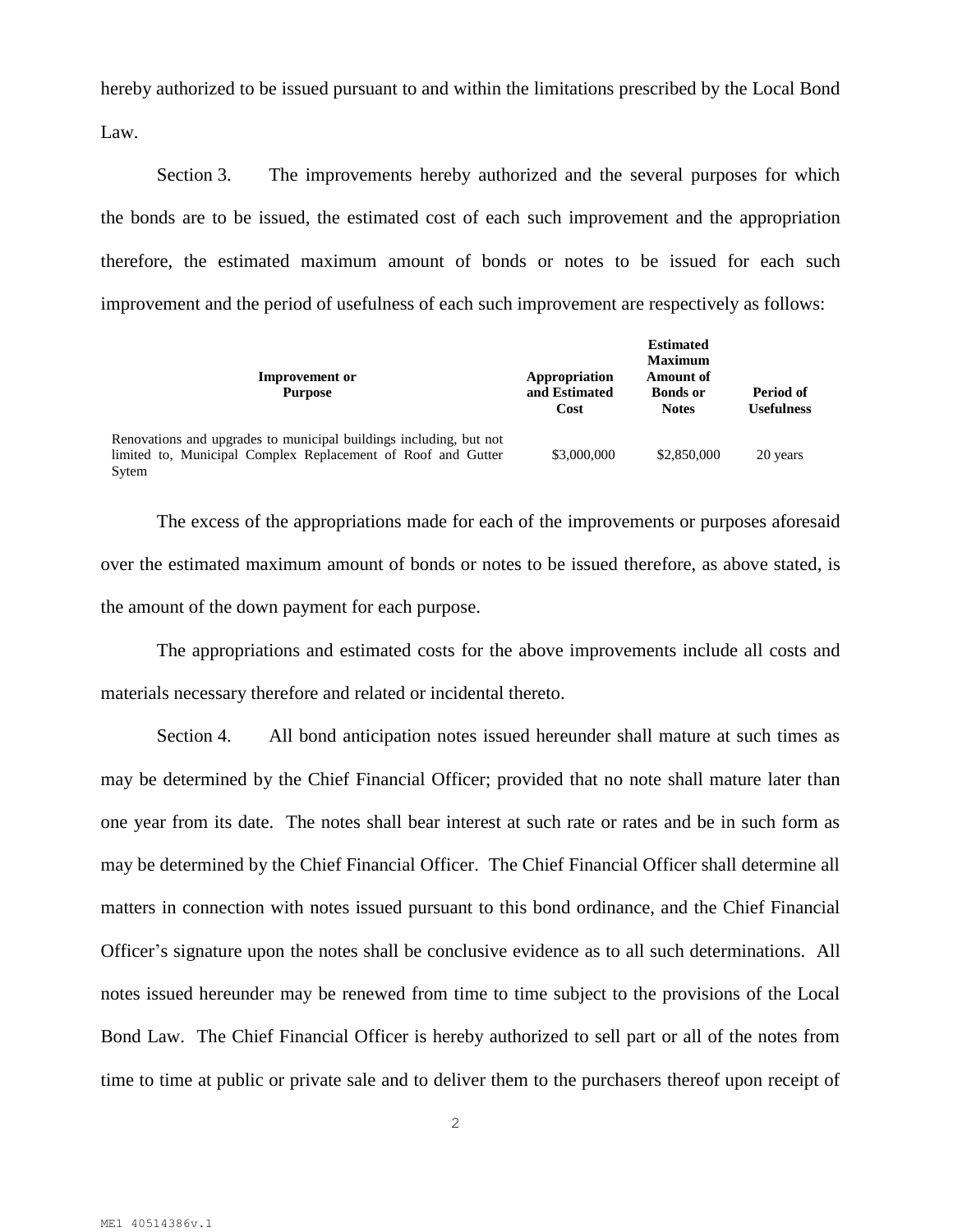hereby authorized to be issued pursuant to and within the limitations prescribed by the Local Bond Law.

Section 3. The improvements hereby authorized and the several purposes for which the bonds are to be issued, the estimated cost of each such improvement and the appropriation therefore, the estimated maximum amount of bonds or notes to be issued for each such improvement and the period of usefulness of each such improvement are respectively as follows:

| Improvement or Purpose | Appropriation and Estimated Cost | Estimated Maximum Amount of Bonds or Notes | Period of Usefulness |
|---|---|---|---|
| Renovations and upgrades to municipal buildings including, but not limited to, Municipal Complex Replacement of Roof and Gutter Sytem | \$3,000,000 | \$2,850,000 | 20 years |

The excess of the appropriations made for each of the improvements or purposes aforesaid over the estimated maximum amount of bonds or notes to be issued therefore, as above stated, is the amount of the down payment for each purpose.

The appropriations and estimated costs for the above improvements include all costs and materials necessary therefore and related or incidental thereto.

Section 4. All bond anticipation notes issued hereunder shall mature at such times as may be determined by the Chief Financial Officer; provided that no note shall mature later than one year from its date. The notes shall bear interest at such rate or rates and be in such form as may be determined by the Chief Financial Officer. The Chief Financial Officer shall determine all matters in connection with notes issued pursuant to this bond ordinance, and the Chief Financial Officer's signature upon the notes shall be conclusive evidence as to all such determinations. All notes issued hereunder may be renewed from time to time subject to the provisions of the Local Bond Law. The Chief Financial Officer is hereby authorized to sell part or all of the notes from time to time at public or private sale and to deliver them to the purchasers thereof upon receipt of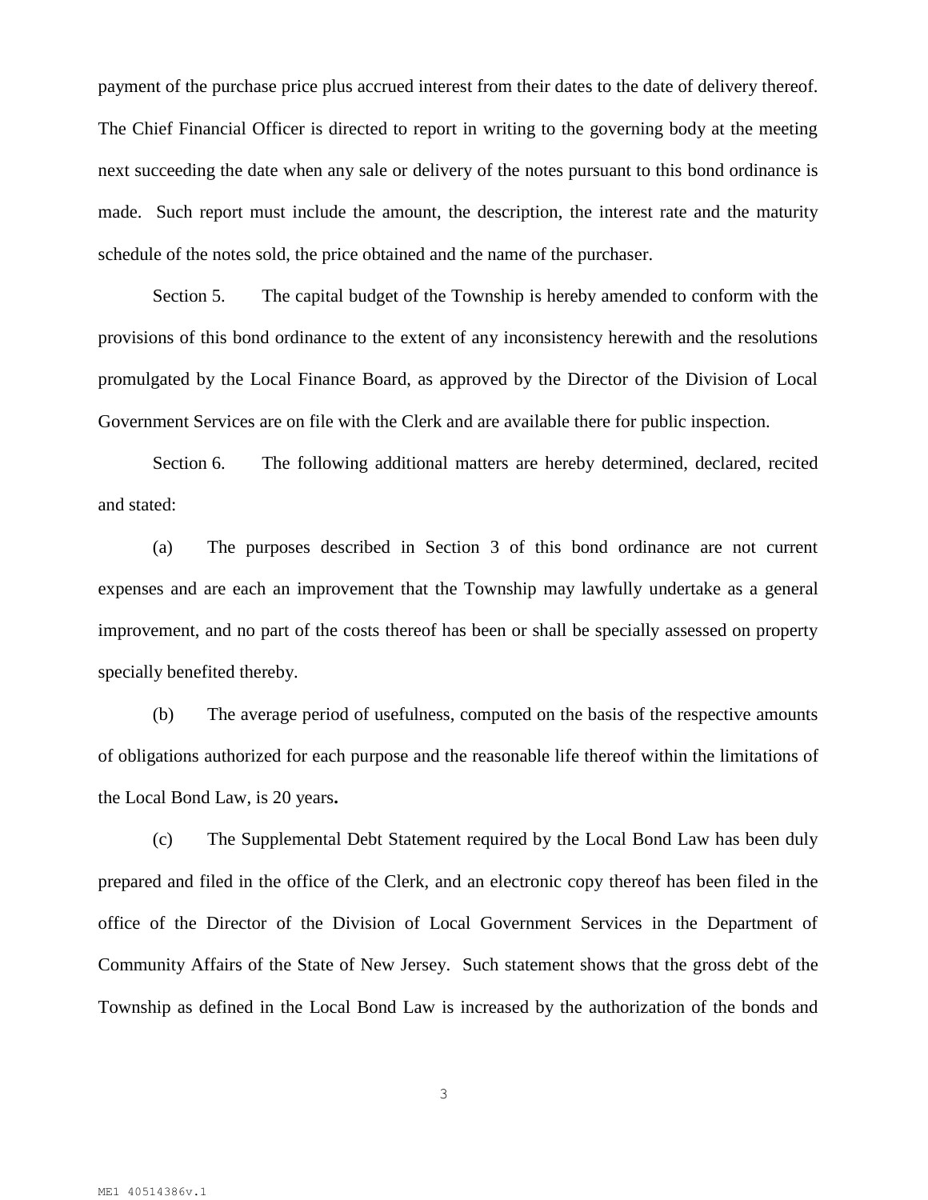payment of the purchase price plus accrued interest from their dates to the date of delivery thereof. The Chief Financial Officer is directed to report in writing to the governing body at the meeting next succeeding the date when any sale or delivery of the notes pursuant to this bond ordinance is made. Such report must include the amount, the description, the interest rate and the maturity schedule of the notes sold, the price obtained and the name of the purchaser.

Section 5. The capital budget of the Township is hereby amended to conform with the provisions of this bond ordinance to the extent of any inconsistency herewith and the resolutions promulgated by the Local Finance Board, as approved by the Director of the Division of Local Government Services are on file with the Clerk and are available there for public inspection.

Section 6. The following additional matters are hereby determined, declared, recited and stated:

(a) The purposes described in Section 3 of this bond ordinance are not current expenses and are each an improvement that the Township may lawfully undertake as a general improvement, and no part of the costs thereof has been or shall be specially assessed on property specially benefited thereby.

(b) The average period of usefulness, computed on the basis of the respective amounts of obligations authorized for each purpose and the reasonable life thereof within the limitations of the Local Bond Law, is 20 years**.**

(c) The Supplemental Debt Statement required by the Local Bond Law has been duly prepared and filed in the office of the Clerk, and an electronic copy thereof has been filed in the office of the Director of the Division of Local Government Services in the Department of Community Affairs of the State of New Jersey. Such statement shows that the gross debt of the Township as defined in the Local Bond Law is increased by the authorization of the bonds and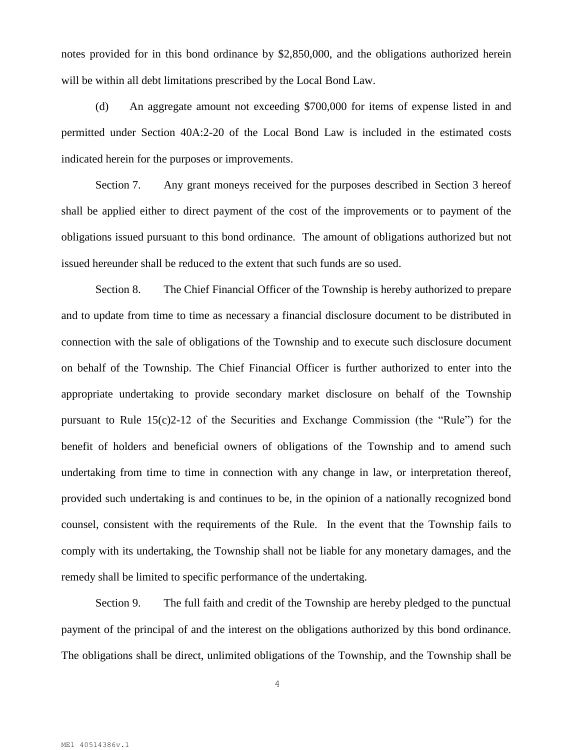notes provided for in this bond ordinance by $2,850,000, and the obligations authorized herein will be within all debt limitations prescribed by the Local Bond Law.

(d) An aggregate amount not exceeding $700,000 for items of expense listed in and permitted under Section 40A:2-20 of the Local Bond Law is included in the estimated costs indicated herein for the purposes or improvements.

Section 7. Any grant moneys received for the purposes described in Section 3 hereof shall be applied either to direct payment of the cost of the improvements or to payment of the obligations issued pursuant to this bond ordinance. The amount of obligations authorized but not issued hereunder shall be reduced to the extent that such funds are so used.

Section 8. The Chief Financial Officer of the Township is hereby authorized to prepare and to update from time to time as necessary a financial disclosure document to be distributed in connection with the sale of obligations of the Township and to execute such disclosure document on behalf of the Township. The Chief Financial Officer is further authorized to enter into the appropriate undertaking to provide secondary market disclosure on behalf of the Township pursuant to Rule 15(c)2-12 of the Securities and Exchange Commission (the "Rule") for the benefit of holders and beneficial owners of obligations of the Township and to amend such undertaking from time to time in connection with any change in law, or interpretation thereof, provided such undertaking is and continues to be, in the opinion of a nationally recognized bond counsel, consistent with the requirements of the Rule. In the event that the Township fails to comply with its undertaking, the Township shall not be liable for any monetary damages, and the remedy shall be limited to specific performance of the undertaking.

Section 9. The full faith and credit of the Township are hereby pledged to the punctual payment of the principal of and the interest on the obligations authorized by this bond ordinance. The obligations shall be direct, unlimited obligations of the Township, and the Township shall be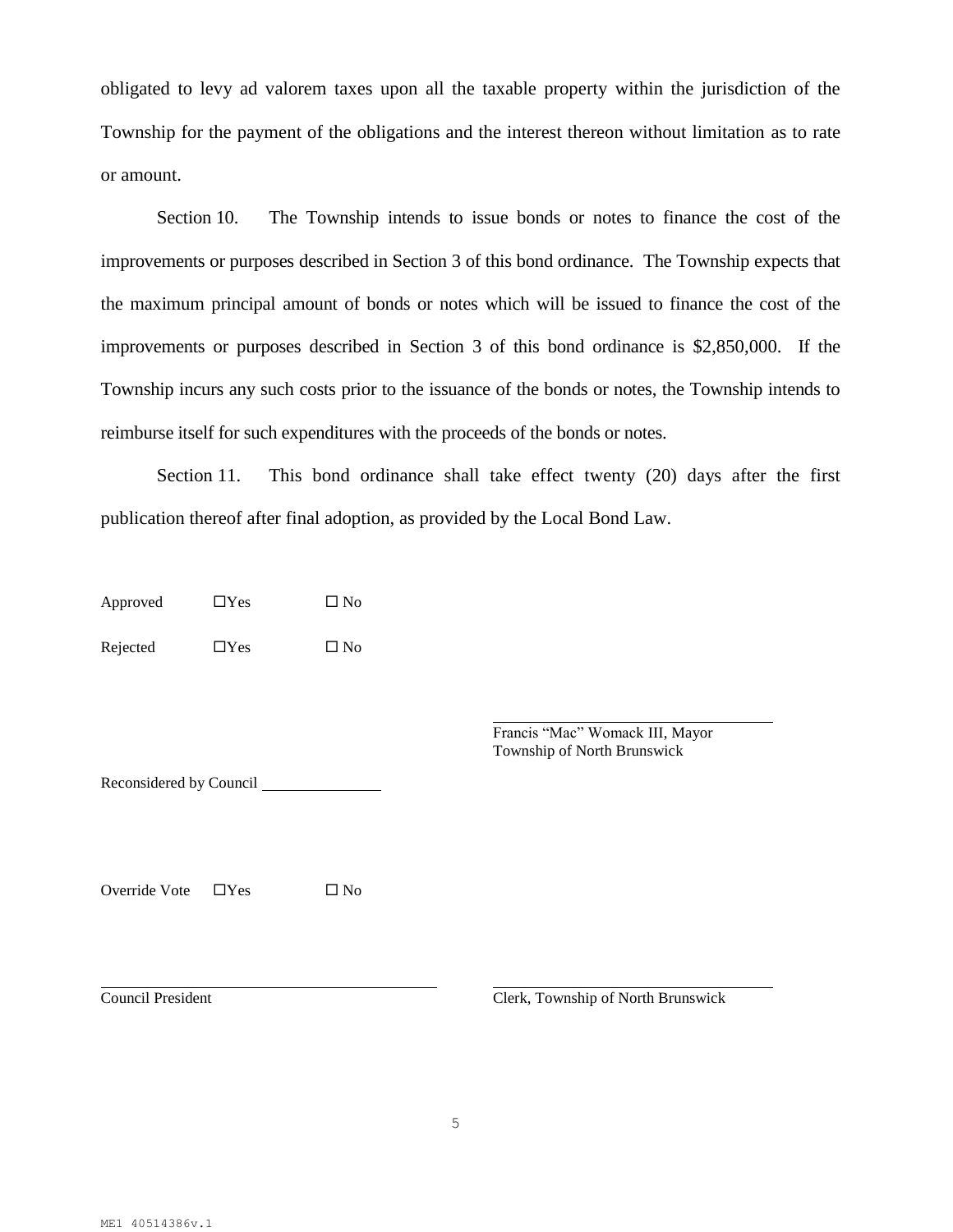obligated to levy ad valorem taxes upon all the taxable property within the jurisdiction of the Township for the payment of the obligations and the interest thereon without limitation as to rate or amount.

Section 10. The Township intends to issue bonds or notes to finance the cost of the improvements or purposes described in Section 3 of this bond ordinance. The Township expects that the maximum principal amount of bonds or notes which will be issued to finance the cost of the improvements or purposes described in Section 3 of this bond ordinance is $2,850,000. If the Township incurs any such costs prior to the issuance of the bonds or notes, the Township intends to reimburse itself for such expenditures with the proceeds of the bonds or notes.

Section 11. This bond ordinance shall take effect twenty (20) days after the first publication thereof after final adoption, as provided by the Local Bond Law.

Approved ☐Yes ☐ No

Rejected ☐Yes ☐ No

\_\_\_\_\_\_\_\_\_\_\_\_\_\_\_\_\_\_\_\_\_\_\_\_\_\_\_\_\_\_\_\_\_\_\_\_\_\_  
Francis "Mac" Womack III, Mayor  
Township of North Brunswick

Reconsidered by Council \_\_\_\_\_\_\_\_\_\_\_\_\_\_\_\_

Override Vote ☐Yes ☐ No

\_\_\_\_\_\_\_\_\_\_\_\_\_\_\_\_\_\_\_\_\_\_\_\_\_\_\_\_\_\_\_\_\_\_\_\_\_\_  
Council President

\_\_\_\_\_\_\_\_\_\_\_\_\_\_\_\_\_\_\_\_\_\_\_\_\_\_\_\_\_\_\_\_\_\_\_\_\_\_  
Clerk, Township of North Brunswick

ME1 40514386v.1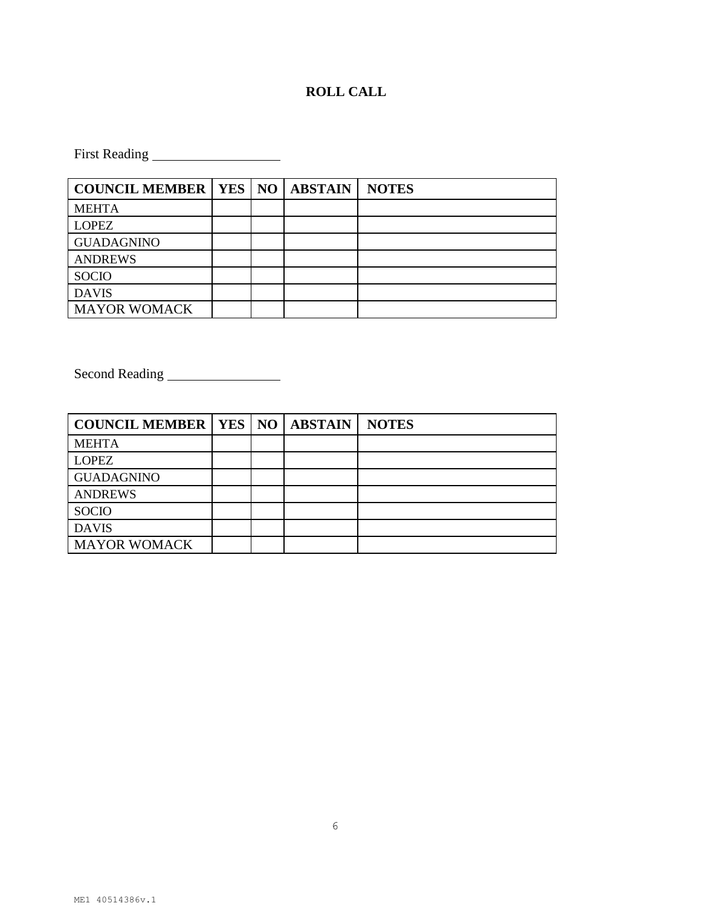**ROLL CALL**

First Reading ___________________

| COUNCIL MEMBER | YES | NO | ABSTAIN | NOTES |
|---|---|---|---|---|
| MEHTA | | | | |
| LOPEZ | | | | |
| GUADAGNINO | | | | |
| ANDREWS | | | | |
| SOCIO | | | | |
| DAVIS | | | | |
| MAYOR WOMACK | | | | |

Second Reading _________________

| COUNCIL MEMBER | YES | NO | ABSTAIN | NOTES |
|---|---|---|---|---|
| MEHTA | | | | |
| LOPEZ | | | | |
| GUADAGNINO | | | | |
| ANDREWS | | | | |
| SOCIO | | | | |
| DAVIS | | | | |
| MAYOR WOMACK | | | | |

ME1 40514386v.1